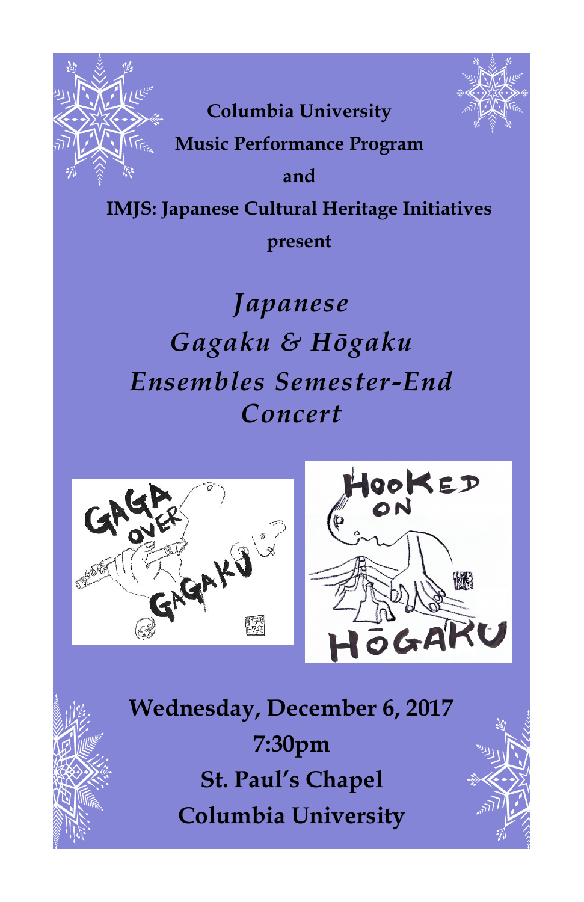**Columbia University**

**Music Performance Program**

**and**

**IMJS: Japanese Cultural Heritage Initiatives**

**present**

# *Japanese Gagaku & Hōgaku Ensembles Semester-End Concert*

**Wednesday, December 6, 2017**

**7:30pm**

**St. Paul's Chapel**

**Columbia University**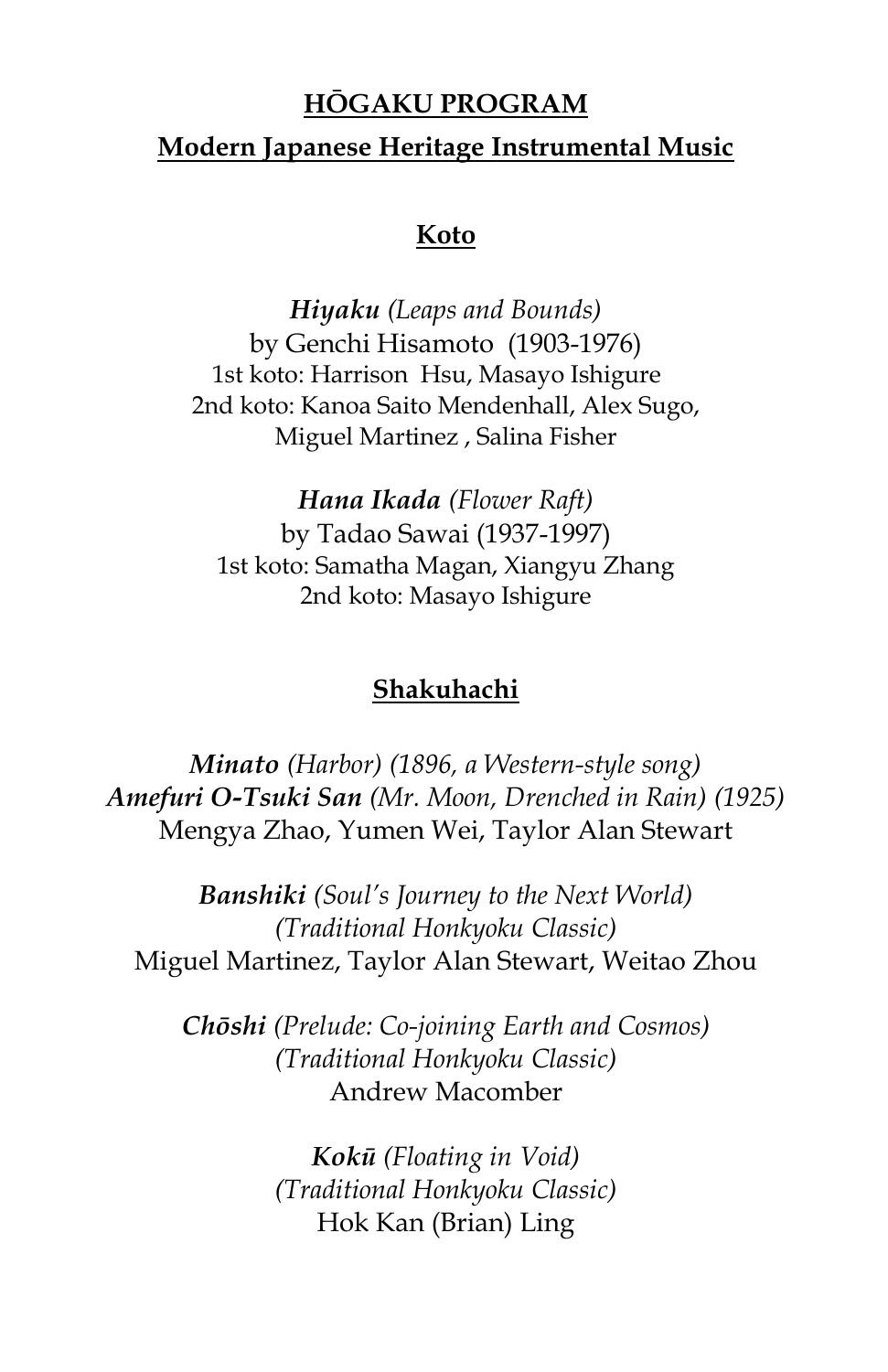# HŌGAKU PROGRAM

## Modern Japanese Heritage Instrumental Music

### Koto

***Hiyaku*** *(Leaps and Bounds)*
by Genchi Hisamoto (1903-1976)
1st koto: Harrison Hsu, Masayo Ishigure
2nd koto: Kanoa Saito Mendenhall, Alex Sugo,
Miguel Martinez , Salina Fisher

***Hana Ikada*** *(Flower Raft)*
by Tadao Sawai (1937-1997)
1st koto: Samatha Magan, Xiangyu Zhang
2nd koto: Masayo Ishigure

### Shakuhachi

***Minato*** *(Harbor) (1896, a Western-style song)*
***Amefuri O-Tsuki San*** *(Mr. Moon, Drenched in Rain) (1925)*
Mengya Zhao, Yumen Wei, Taylor Alan Stewart

***Banshiki*** *(Soul's Journey to the Next World)*
*(Traditional Honkyoku Classic)*
Miguel Martinez, Taylor Alan Stewart, Weitao Zhou

***Chōshi*** *(Prelude: Co-joining Earth and Cosmos)*
*(Traditional Honkyoku Classic)*
Andrew Macomber

***Kokū*** *(Floating in Void)*
*(Traditional Honkyoku Classic)*
Hok Kan (Brian) Ling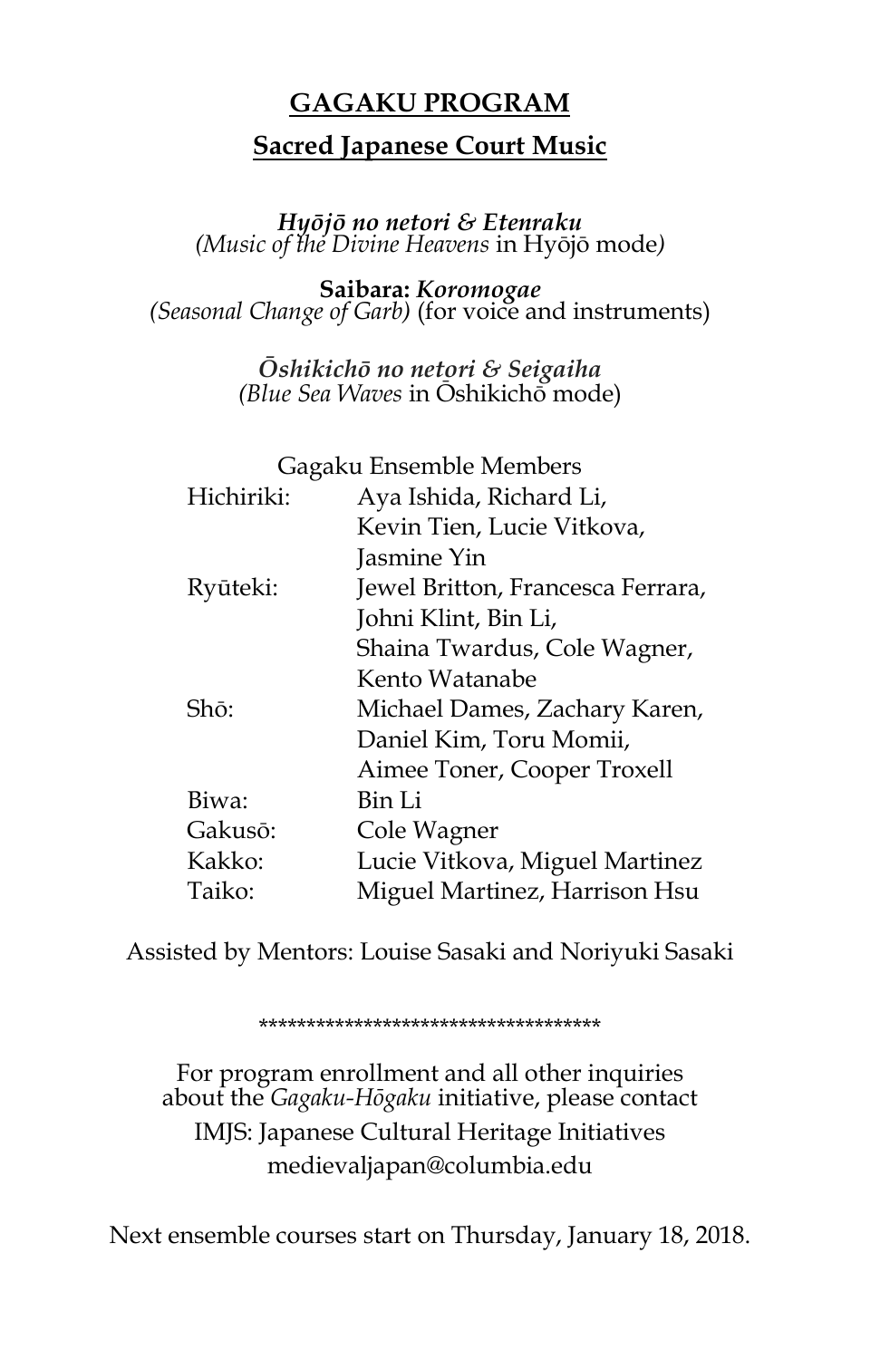# **GAGAKU PROGRAM**

## **Sacred Japanese Court Music**

***Hyōjō no netori & Etenraku***
*(Music of the Divine Heavens* in Hyōjō mode*)*

**Saibara:** ***Koromogae***
*(Seasonal Change of Garb)* (for voice and instruments)

***Ōshikichō no netori & Seigaiha***
*(Blue Sea Waves* in Ōshikichō mode)

Gagaku Ensemble Members

| | |
|---|---|
| Hichiriki: | Aya Ishida, Richard Li, Kevin Tien, Lucie Vitkova, Jasmine Yin |
| Ryūteki: | Jewel Britton, Francesca Ferrara, Johni Klint, Bin Li, Shaina Twardus, Cole Wagner, Kento Watanabe |
| Shō: | Michael Dames, Zachary Karen, Daniel Kim, Toru Momii, Aimee Toner, Cooper Troxell |
| Biwa: | Bin Li |
| Gakusō: | Cole Wagner |
| Kakko: | Lucie Vitkova, Miguel Martinez |
| Taiko: | Miguel Martinez, Harrison Hsu |

Assisted by Mentors: Louise Sasaki and Noriyuki Sasaki

************************************

For program enrollment and all other inquiries about the *Gagaku-Hōgaku* initiative, please contact
IMJS: Japanese Cultural Heritage Initiatives
medievaljapan@columbia.edu

Next ensemble courses start on Thursday, January 18, 2018.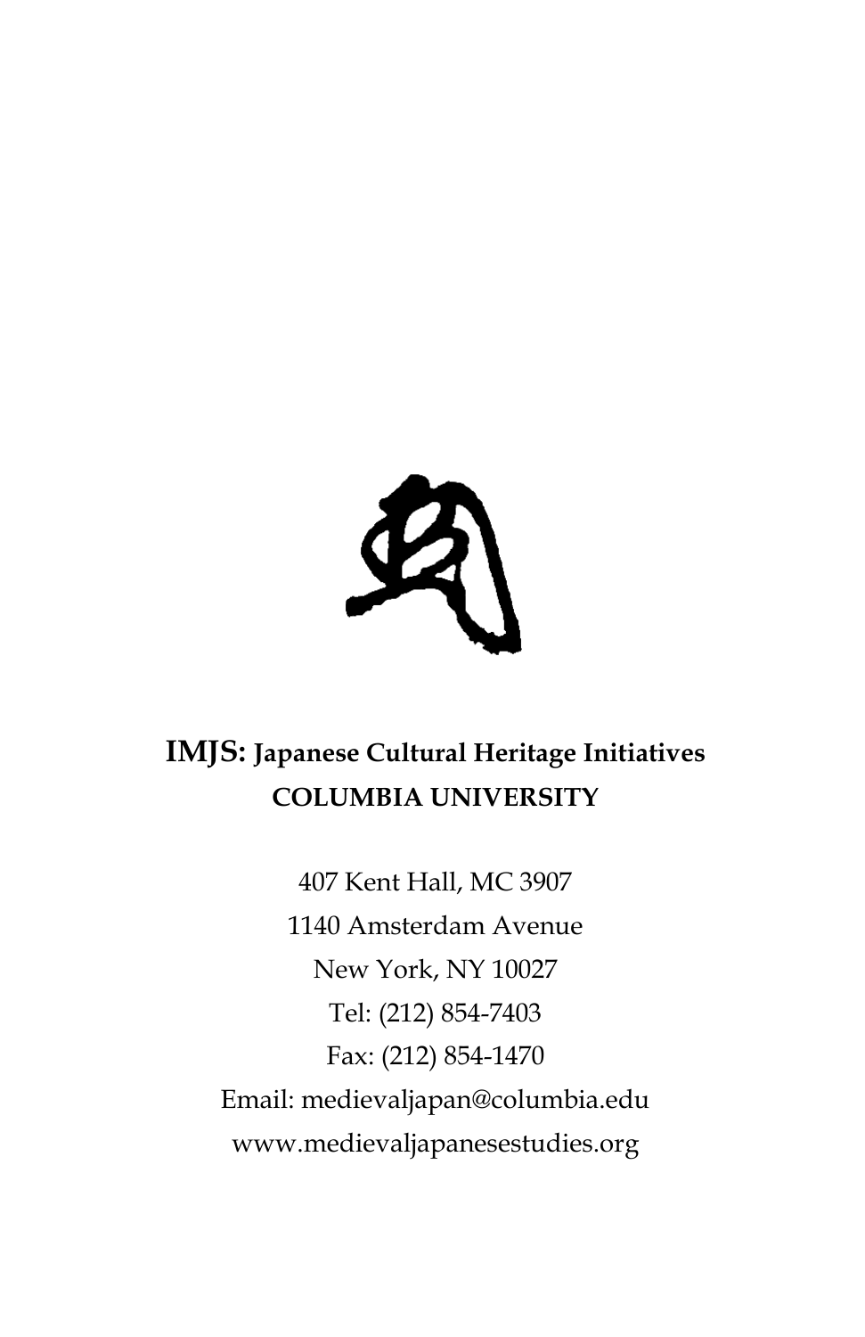**IMJS: Japanese Cultural Heritage Initiatives**
**COLUMBIA UNIVERSITY**

407 Kent Hall, MC 3907
1140 Amsterdam Avenue
New York, NY 10027
Tel: (212) 854-7403
Fax: (212) 854-1470
Email: medievaljapan@columbia.edu
www.medievaljapanesestudies.org